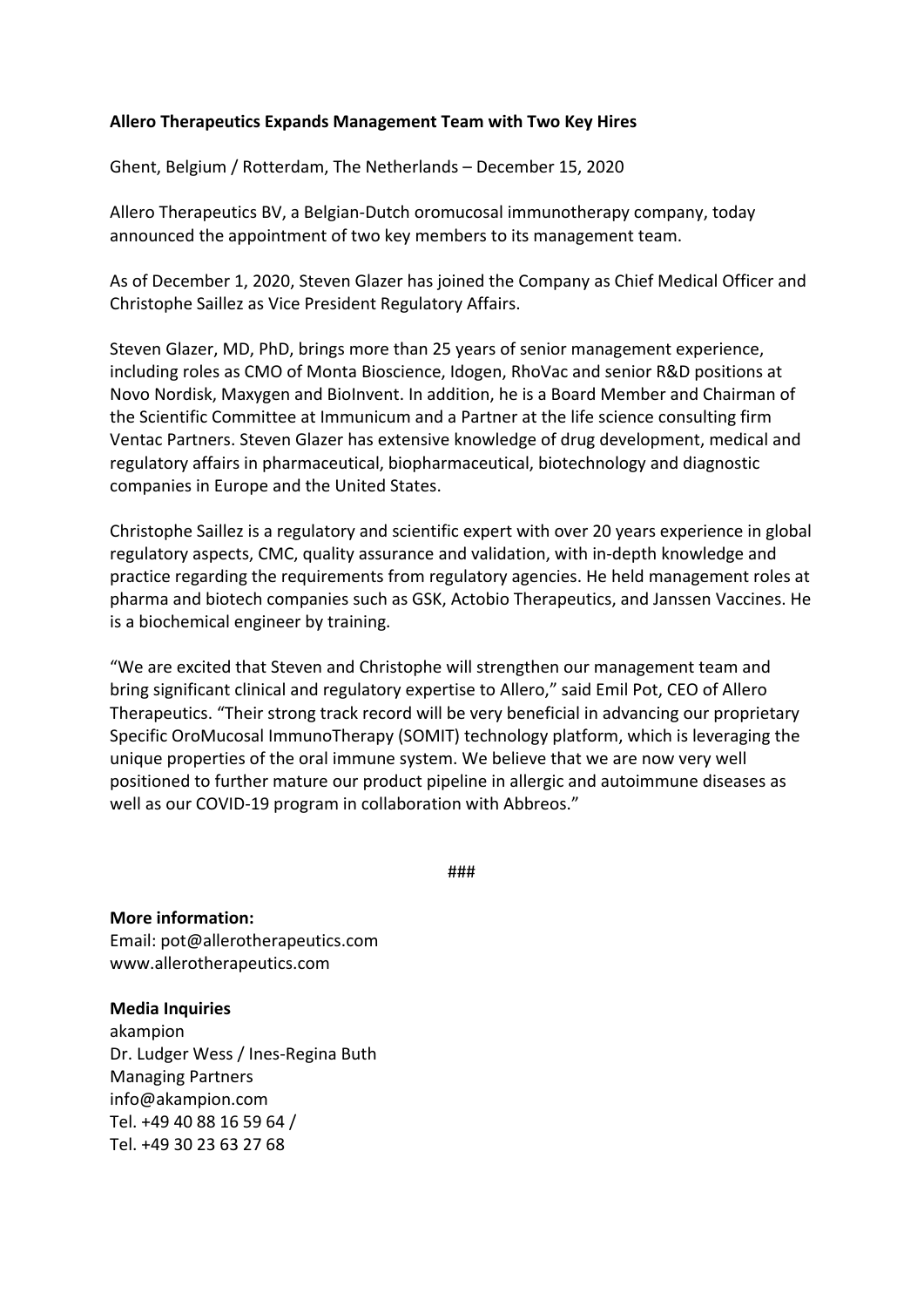**Allero Therapeutics Expands Management Team with Two Key Hires**

Ghent, Belgium / Rotterdam, The Netherlands – December 15, 2020

Allero Therapeutics BV, a Belgian-Dutch oromucosal immunotherapy company, today announced the appointment of two key members to its management team.

As of December 1, 2020, Steven Glazer has joined the Company as Chief Medical Officer and Christophe Saillez as Vice President Regulatory Affairs.

Steven Glazer, MD, PhD, brings more than 25 years of senior management experience, including roles as CMO of Monta Bioscience, Idogen, RhoVac and senior R&D positions at Novo Nordisk, Maxygen and BioInvent. In addition, he is a Board Member and Chairman of the Scientific Committee at Immunicum and a Partner at the life science consulting firm Ventac Partners. Steven Glazer has extensive knowledge of drug development, medical and regulatory affairs in pharmaceutical, biopharmaceutical, biotechnology and diagnostic companies in Europe and the United States.

Christophe Saillez is a regulatory and scientific expert with over 20 years experience in global regulatory aspects, CMC, quality assurance and validation, with in-depth knowledge and practice regarding the requirements from regulatory agencies. He held management roles at pharma and biotech companies such as GSK, Actobio Therapeutics, and Janssen Vaccines. He is a biochemical engineer by training.

"We are excited that Steven and Christophe will strengthen our management team and bring significant clinical and regulatory expertise to Allero," said Emil Pot, CEO of Allero Therapeutics. "Their strong track record will be very beneficial in advancing our proprietary Specific OroMucosal ImmunoTherapy (SOMIT) technology platform, which is leveraging the unique properties of the oral immune system. We believe that we are now very well positioned to further mature our product pipeline in allergic and autoimmune diseases as well as our COVID-19 program in collaboration with Abbreos."

###

**More information:**
Email: pot@allerotherapeutics.com
www.allerotherapeutics.com

**Media Inquiries**
akampion
Dr. Ludger Wess / Ines-Regina Buth
Managing Partners
info@akampion.com
Tel. +49 40 88 16 59 64 /
Tel. +49 30 23 63 27 68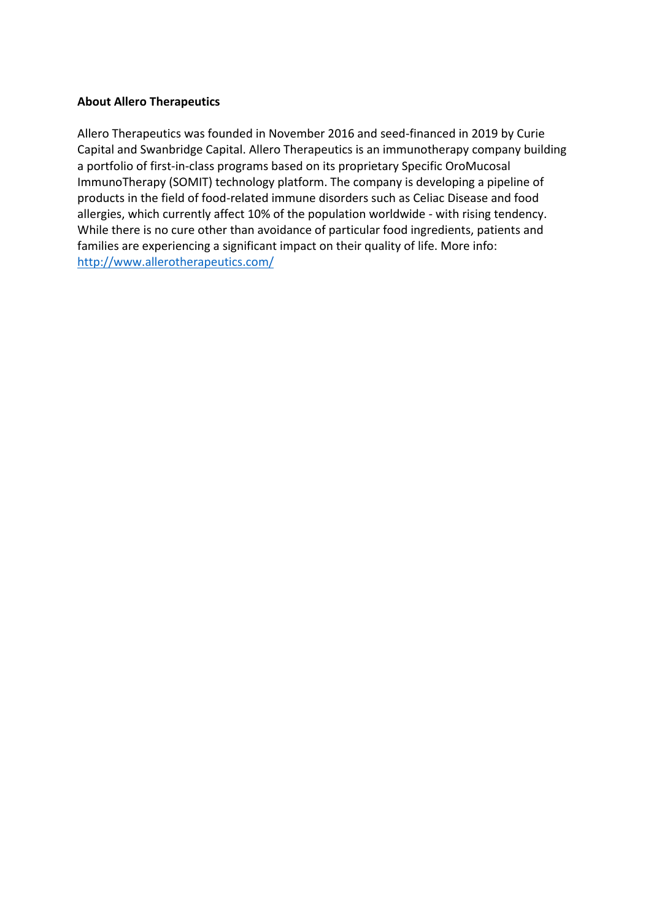**About Allero Therapeutics**

Allero Therapeutics was founded in November 2016 and seed-financed in 2019 by Curie Capital and Swanbridge Capital. Allero Therapeutics is an immunotherapy company building a portfolio of first-in-class programs based on its proprietary Specific OroMucosal ImmunoTherapy (SOMIT) technology platform. The company is developing a pipeline of products in the field of food-related immune disorders such as Celiac Disease and food allergies, which currently affect 10% of the population worldwide - with rising tendency. While there is no cure other than avoidance of particular food ingredients, patients and families are experiencing a significant impact on their quality of life. More info: [http://www.allerotherapeutics.com/](http://www.allerotherapeutics.com/)